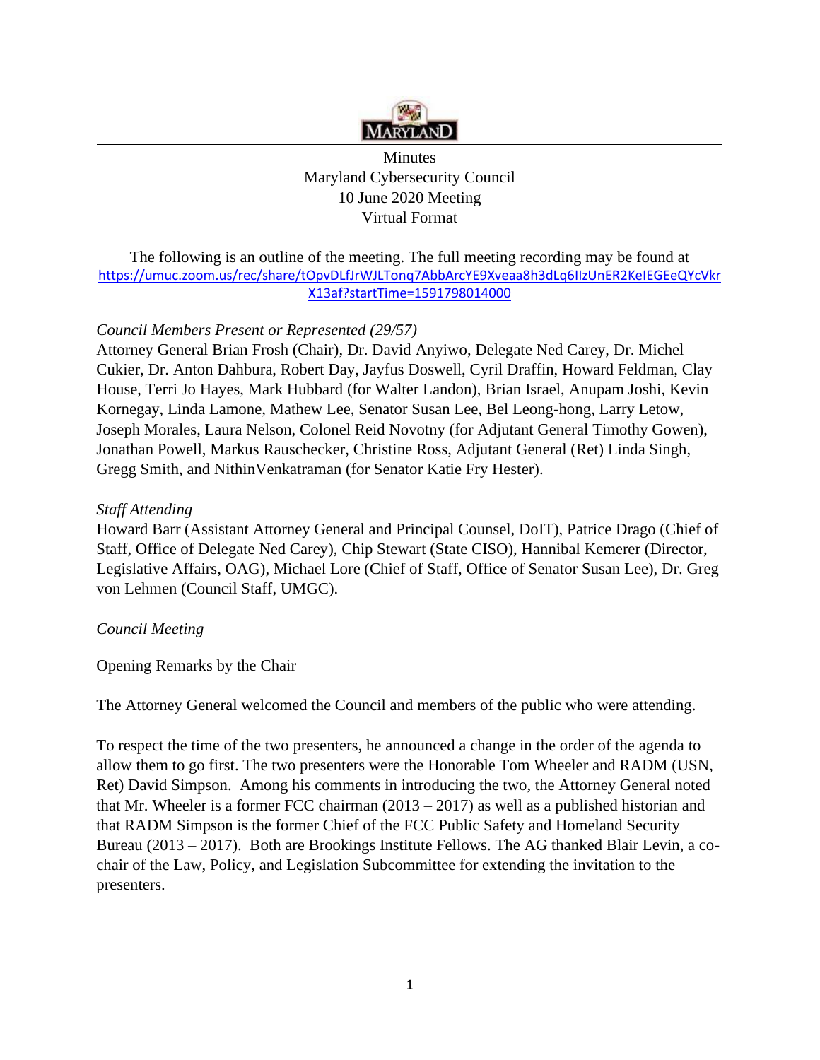Minutes
Maryland Cybersecurity Council
10 June 2020 Meeting
Virtual Format

The following is an outline of the meeting. The full meeting recording may be found at https://umuc.zoom.us/rec/share/tOpvDLfJrWJLTonq7AbbArcYE9Xveaa8h3dLq6IIzUnER2KeIEGEeQYcVkrX13af?startTime=1591798014000

*Council Members Present or Represented (29/57)*

Attorney General Brian Frosh (Chair), Dr. David Anyiwo, Delegate Ned Carey, Dr. Michel Cukier, Dr. Anton Dahbura, Robert Day, Jayfus Doswell, Cyril Draffin, Howard Feldman, Clay House, Terri Jo Hayes, Mark Hubbard (for Walter Landon), Brian Israel, Anupam Joshi, Kevin Kornegay, Linda Lamone, Mathew Lee, Senator Susan Lee, Bel Leong-hong, Larry Letow, Joseph Morales, Laura Nelson, Colonel Reid Novotny (for Adjutant General Timothy Gowen), Jonathan Powell, Markus Rauschecker, Christine Ross, Adjutant General (Ret) Linda Singh, Gregg Smith, and NithinVenkatraman (for Senator Katie Fry Hester).

*Staff Attending*

Howard Barr (Assistant Attorney General and Principal Counsel, DoIT), Patrice Drago (Chief of Staff, Office of Delegate Ned Carey), Chip Stewart (State CISO), Hannibal Kemerer (Director, Legislative Affairs, OAG), Michael Lore (Chief of Staff, Office of Senator Susan Lee), Dr. Greg von Lehmen (Council Staff, UMGC).

*Council Meeting*

Opening Remarks by the Chair

The Attorney General welcomed the Council and members of the public who were attending.

To respect the time of the two presenters, he announced a change in the order of the agenda to allow them to go first. The two presenters were the Honorable Tom Wheeler and RADM (USN, Ret) David Simpson. Among his comments in introducing the two, the Attorney General noted that Mr. Wheeler is a former FCC chairman (2013 – 2017) as well as a published historian and that RADM Simpson is the former Chief of the FCC Public Safety and Homeland Security Bureau (2013 – 2017). Both are Brookings Institute Fellows. The AG thanked Blair Levin, a co-chair of the Law, Policy, and Legislation Subcommittee for extending the invitation to the presenters.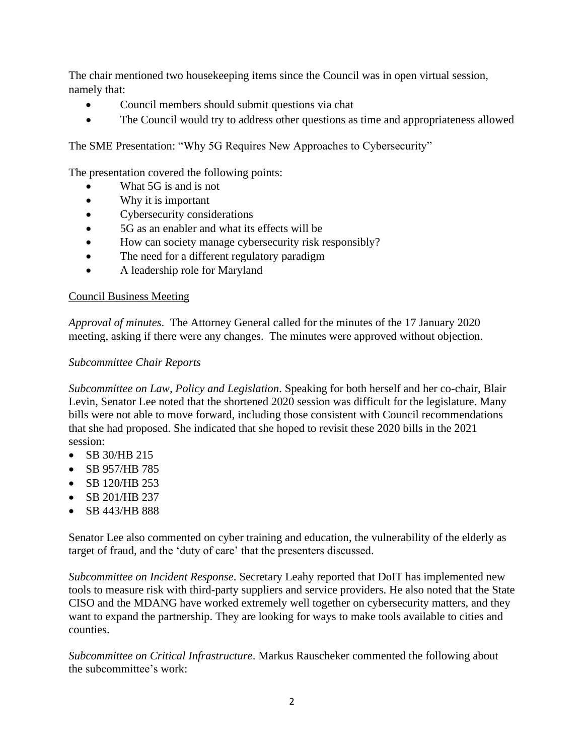The chair mentioned two housekeeping items since the Council was in open virtual session, namely that:

- Council members should submit questions via chat
- The Council would try to address other questions as time and appropriateness allowed

The SME Presentation: "Why 5G Requires New Approaches to Cybersecurity"

The presentation covered the following points:

- What 5G is and is not
- Why it is important
- Cybersecurity considerations
- 5G as an enabler and what its effects will be
- How can society manage cybersecurity risk responsibly?
- The need for a different regulatory paradigm
- A leadership role for Maryland

<u>Council Business Meeting</u>

*Approval of minutes*. The Attorney General called for the minutes of the 17 January 2020 meeting, asking if there were any changes. The minutes were approved without objection.

*Subcommittee Chair Reports*

*Subcommittee on Law, Policy and Legislation*. Speaking for both herself and her co-chair, Blair Levin, Senator Lee noted that the shortened 2020 session was difficult for the legislature. Many bills were not able to move forward, including those consistent with Council recommendations that she had proposed. She indicated that she hoped to revisit these 2020 bills in the 2021 session:

- SB 30/HB 215
- SB 957/HB 785
- SB 120/HB 253
- SB 201/HB 237
- SB 443/HB 888

Senator Lee also commented on cyber training and education, the vulnerability of the elderly as target of fraud, and the 'duty of care' that the presenters discussed.

*Subcommittee on Incident Response*. Secretary Leahy reported that DoIT has implemented new tools to measure risk with third-party suppliers and service providers. He also noted that the State CISO and the MDANG have worked extremely well together on cybersecurity matters, and they want to expand the partnership. They are looking for ways to make tools available to cities and counties.

*Subcommittee on Critical Infrastructure*. Markus Rauschecker commented the following about the subcommittee's work: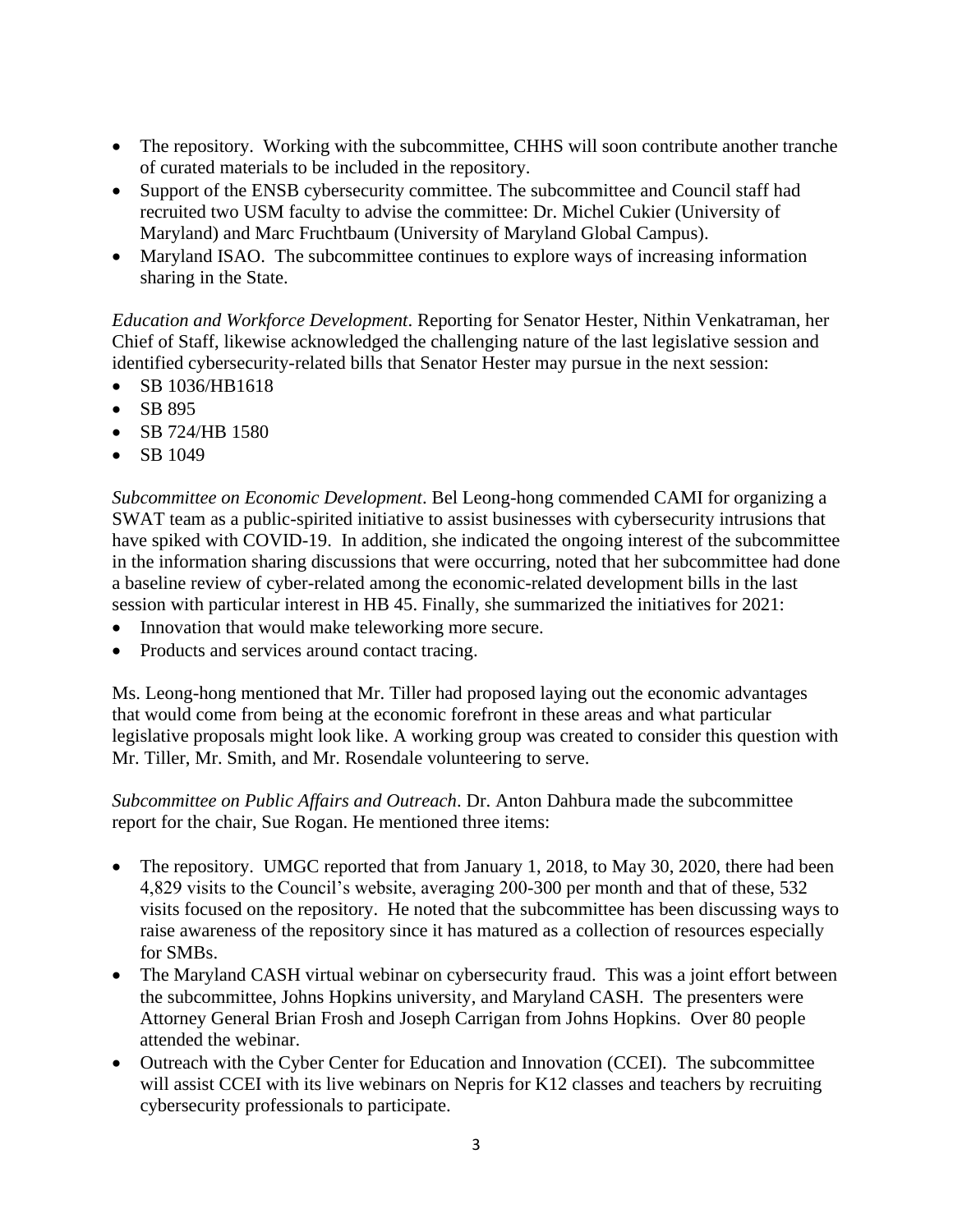- The repository. Working with the subcommittee, CHHS will soon contribute another tranche of curated materials to be included in the repository.
- Support of the ENSB cybersecurity committee. The subcommittee and Council staff had recruited two USM faculty to advise the committee: Dr. Michel Cukier (University of Maryland) and Marc Fruchtbaum (University of Maryland Global Campus).
- Maryland ISAO. The subcommittee continues to explore ways of increasing information sharing in the State.

*Education and Workforce Development*. Reporting for Senator Hester, Nithin Venkatraman, her Chief of Staff, likewise acknowledged the challenging nature of the last legislative session and identified cybersecurity-related bills that Senator Hester may pursue in the next session:

- SB 1036/HB1618
- SB 895
- SB 724/HB 1580
- SB 1049

*Subcommittee on Economic Development*. Bel Leong-hong commended CAMI for organizing a SWAT team as a public-spirited initiative to assist businesses with cybersecurity intrusions that have spiked with COVID-19. In addition, she indicated the ongoing interest of the subcommittee in the information sharing discussions that were occurring, noted that her subcommittee had done a baseline review of cyber-related among the economic-related development bills in the last session with particular interest in HB 45. Finally, she summarized the initiatives for 2021:

- Innovation that would make teleworking more secure.
- Products and services around contact tracing.

Ms. Leong-hong mentioned that Mr. Tiller had proposed laying out the economic advantages that would come from being at the economic forefront in these areas and what particular legislative proposals might look like. A working group was created to consider this question with Mr. Tiller, Mr. Smith, and Mr. Rosendale volunteering to serve.

*Subcommittee on Public Affairs and Outreach*. Dr. Anton Dahbura made the subcommittee report for the chair, Sue Rogan. He mentioned three items:

- The repository. UMGC reported that from January 1, 2018, to May 30, 2020, there had been 4,829 visits to the Council's website, averaging 200-300 per month and that of these, 532 visits focused on the repository. He noted that the subcommittee has been discussing ways to raise awareness of the repository since it has matured as a collection of resources especially for SMBs.
- The Maryland CASH virtual webinar on cybersecurity fraud. This was a joint effort between the subcommittee, Johns Hopkins university, and Maryland CASH. The presenters were Attorney General Brian Frosh and Joseph Carrigan from Johns Hopkins. Over 80 people attended the webinar.
- Outreach with the Cyber Center for Education and Innovation (CCEI). The subcommittee will assist CCEI with its live webinars on Nepris for K12 classes and teachers by recruiting cybersecurity professionals to participate.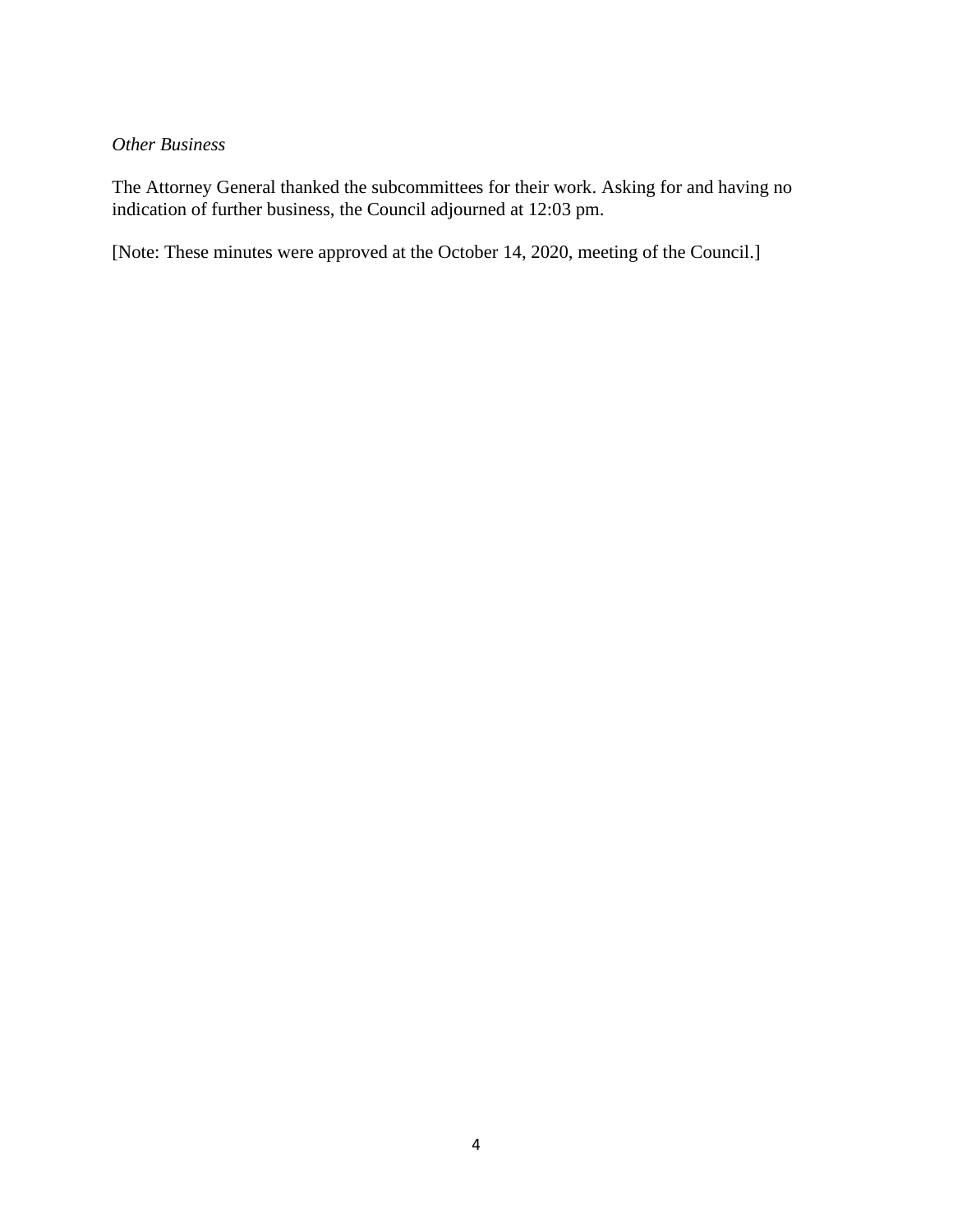*Other Business*

The Attorney General thanked the subcommittees for their work. Asking for and having no indication of further business, the Council adjourned at 12:03 pm.

[Note: These minutes were approved at the October 14, 2020, meeting of the Council.]